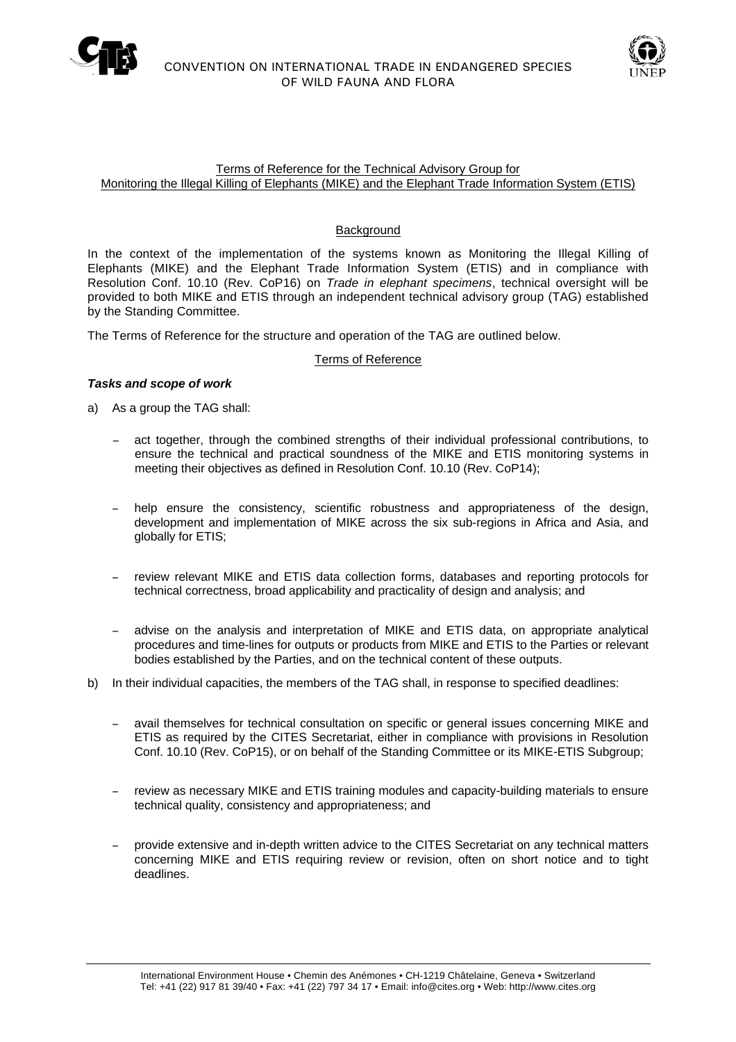CONVENTION ON INTERNATIONAL TRADE IN ENDANGERED SPECIES OF WILD FAUNA AND FLORA

## Terms of Reference for the Technical Advisory Group for Monitoring the Illegal Killing of Elephants (MIKE) and the Elephant Trade Information System (ETIS)

### Background

In the context of the implementation of the systems known as Monitoring the Illegal Killing of Elephants (MIKE) and the Elephant Trade Information System (ETIS) and in compliance with Resolution Conf. 10.10 (Rev. CoP16) on *Trade in elephant specimens*, technical oversight will be provided to both MIKE and ETIS through an independent technical advisory group (TAG) established by the Standing Committee.

The Terms of Reference for the structure and operation of the TAG are outlined below.

### Terms of Reference

***Tasks and scope of work***

a) As a group the TAG shall:

- act together, through the combined strengths of their individual professional contributions, to ensure the technical and practical soundness of the MIKE and ETIS monitoring systems in meeting their objectives as defined in Resolution Conf. 10.10 (Rev. CoP14);

- help ensure the consistency, scientific robustness and appropriateness of the design, development and implementation of MIKE across the six sub-regions in Africa and Asia, and globally for ETIS;

- review relevant MIKE and ETIS data collection forms, databases and reporting protocols for technical correctness, broad applicability and practicality of design and analysis; and

- advise on the analysis and interpretation of MIKE and ETIS data, on appropriate analytical procedures and time-lines for outputs or products from MIKE and ETIS to the Parties or relevant bodies established by the Parties, and on the technical content of these outputs.

b) In their individual capacities, the members of the TAG shall, in response to specified deadlines:

- avail themselves for technical consultation on specific or general issues concerning MIKE and ETIS as required by the CITES Secretariat, either in compliance with provisions in Resolution Conf. 10.10 (Rev. CoP15), or on behalf of the Standing Committee or its MIKE-ETIS Subgroup;

- review as necessary MIKE and ETIS training modules and capacity-building materials to ensure technical quality, consistency and appropriateness; and

- provide extensive and in-depth written advice to the CITES Secretariat on any technical matters concerning MIKE and ETIS requiring review or revision, often on short notice and to tight deadlines.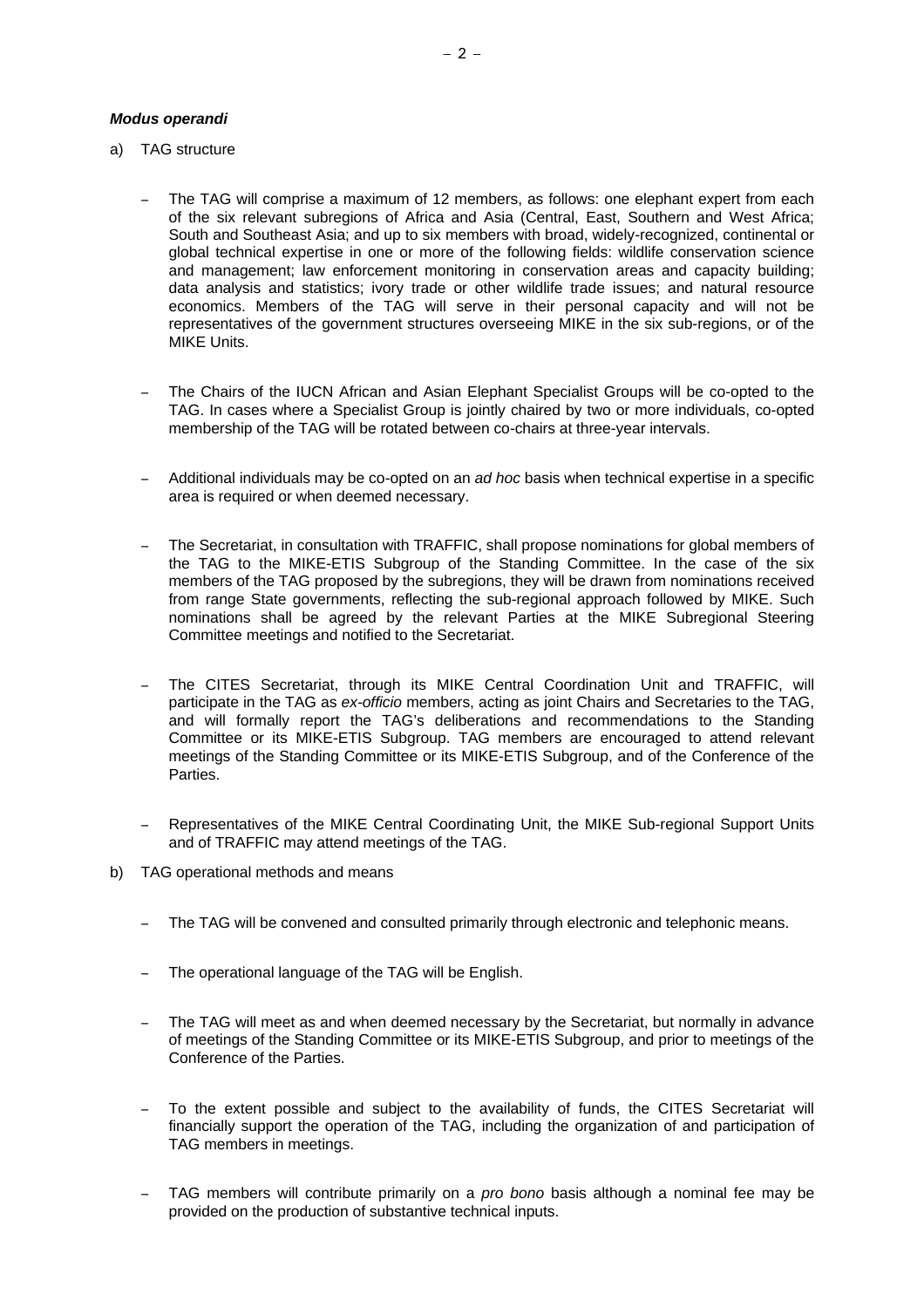***Modus operandi***

a) TAG structure

- The TAG will comprise a maximum of 12 members, as follows: one elephant expert from each of the six relevant subregions of Africa and Asia (Central, East, Southern and West Africa; South and Southeast Asia; and up to six members with broad, widely-recognized, continental or global technical expertise in one or more of the following fields: wildlife conservation science and management; law enforcement monitoring in conservation areas and capacity building; data analysis and statistics; ivory trade or other wildlife trade issues; and natural resource economics. Members of the TAG will serve in their personal capacity and will not be representatives of the government structures overseeing MIKE in the six sub-regions, or of the MIKE Units.
- The Chairs of the IUCN African and Asian Elephant Specialist Groups will be co-opted to the TAG. In cases where a Specialist Group is jointly chaired by two or more individuals, co-opted membership of the TAG will be rotated between co-chairs at three-year intervals.
- Additional individuals may be co-opted on an *ad hoc* basis when technical expertise in a specific area is required or when deemed necessary.
- The Secretariat, in consultation with TRAFFIC, shall propose nominations for global members of the TAG to the MIKE-ETIS Subgroup of the Standing Committee. In the case of the six members of the TAG proposed by the subregions, they will be drawn from nominations received from range State governments, reflecting the sub-regional approach followed by MIKE. Such nominations shall be agreed by the relevant Parties at the MIKE Subregional Steering Committee meetings and notified to the Secretariat.
- The CITES Secretariat, through its MIKE Central Coordination Unit and TRAFFIC, will participate in the TAG as *ex-officio* members, acting as joint Chairs and Secretaries to the TAG, and will formally report the TAG's deliberations and recommendations to the Standing Committee or its MIKE-ETIS Subgroup. TAG members are encouraged to attend relevant meetings of the Standing Committee or its MIKE-ETIS Subgroup, and of the Conference of the Parties.
- Representatives of the MIKE Central Coordinating Unit, the MIKE Sub-regional Support Units and of TRAFFIC may attend meetings of the TAG.

b) TAG operational methods and means

- The TAG will be convened and consulted primarily through electronic and telephonic means.
- The operational language of the TAG will be English.
- The TAG will meet as and when deemed necessary by the Secretariat, but normally in advance of meetings of the Standing Committee or its MIKE-ETIS Subgroup, and prior to meetings of the Conference of the Parties.
- To the extent possible and subject to the availability of funds, the CITES Secretariat will financially support the operation of the TAG, including the organization of and participation of TAG members in meetings.
- TAG members will contribute primarily on a *pro bono* basis although a nominal fee may be provided on the production of substantive technical inputs.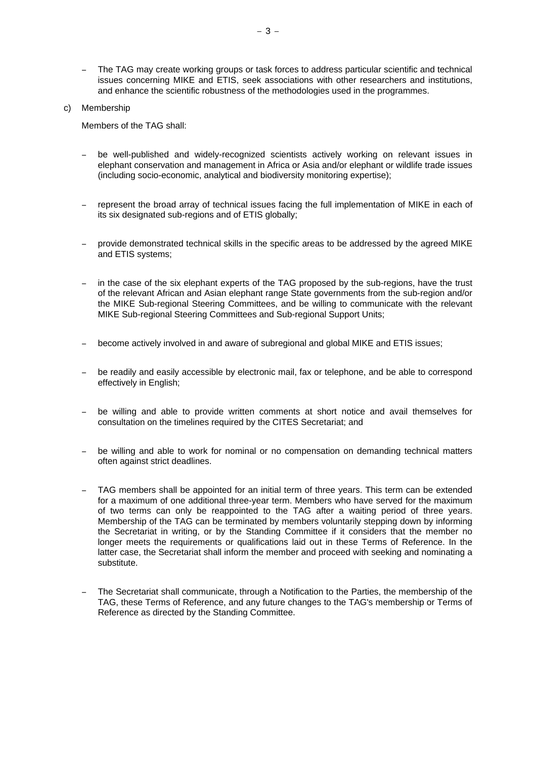- The TAG may create working groups or task forces to address particular scientific and technical issues concerning MIKE and ETIS, seek associations with other researchers and institutions, and enhance the scientific robustness of the methodologies used in the programmes.

c) Membership

Members of the TAG shall:

- be well-published and widely-recognized scientists actively working on relevant issues in elephant conservation and management in Africa or Asia and/or elephant or wildlife trade issues (including socio-economic, analytical and biodiversity monitoring expertise);
- represent the broad array of technical issues facing the full implementation of MIKE in each of its six designated sub-regions and of ETIS globally;
- provide demonstrated technical skills in the specific areas to be addressed by the agreed MIKE and ETIS systems;
- in the case of the six elephant experts of the TAG proposed by the sub-regions, have the trust of the relevant African and Asian elephant range State governments from the sub-region and/or the MIKE Sub-regional Steering Committees, and be willing to communicate with the relevant MIKE Sub-regional Steering Committees and Sub-regional Support Units;
- become actively involved in and aware of subregional and global MIKE and ETIS issues;
- be readily and easily accessible by electronic mail, fax or telephone, and be able to correspond effectively in English;
- be willing and able to provide written comments at short notice and avail themselves for consultation on the timelines required by the CITES Secretariat; and
- be willing and able to work for nominal or no compensation on demanding technical matters often against strict deadlines.
- TAG members shall be appointed for an initial term of three years. This term can be extended for a maximum of one additional three-year term. Members who have served for the maximum of two terms can only be reappointed to the TAG after a waiting period of three years. Membership of the TAG can be terminated by members voluntarily stepping down by informing the Secretariat in writing, or by the Standing Committee if it considers that the member no longer meets the requirements or qualifications laid out in these Terms of Reference. In the latter case, the Secretariat shall inform the member and proceed with seeking and nominating a substitute.
- The Secretariat shall communicate, through a Notification to the Parties, the membership of the TAG, these Terms of Reference, and any future changes to the TAG's membership or Terms of Reference as directed by the Standing Committee.